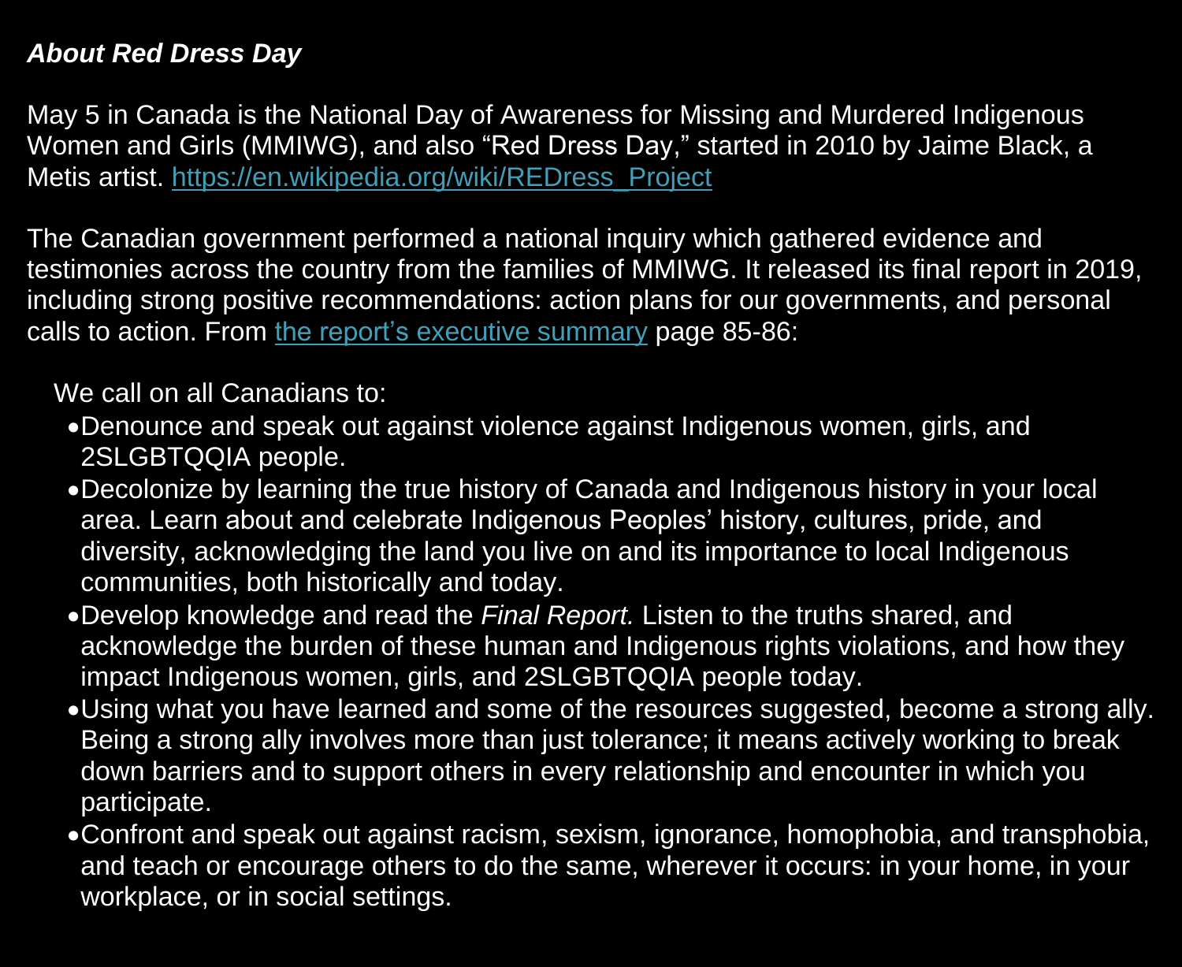***About Red Dress Day***

May 5 in Canada is the National Day of Awareness for Missing and Murdered Indigenous Women and Girls (MMIWG), and also "Red Dress Day," started in 2010 by Jaime Black, a Metis artist. [https://en.wikipedia.org/wiki/REDress_Project](https://en.wikipedia.org/wiki/REDress_Project)

The Canadian government performed a national inquiry which gathered evidence and testimonies across the country from the families of MMIWG. It released its final report in 2019, including strong positive recommendations: action plans for our governments, and personal calls to action. From the report's executive summary page 85-86:

> We call on all Canadians to:
>
> - Denounce and speak out against violence against Indigenous women, girls, and 2SLGBTQQIA people.
> - Decolonize by learning the true history of Canada and Indigenous history in your local area. Learn about and celebrate Indigenous Peoples' history, cultures, pride, and diversity, acknowledging the land you live on and its importance to local Indigenous communities, both historically and today.
> - Develop knowledge and read the *Final Report.* Listen to the truths shared, and acknowledge the burden of these human and Indigenous rights violations, and how they impact Indigenous women, girls, and 2SLGBTQQIA people today.
> - Using what you have learned and some of the resources suggested, become a strong ally. Being a strong ally involves more than just tolerance; it means actively working to break down barriers and to support others in every relationship and encounter in which you participate.
> - Confront and speak out against racism, sexism, ignorance, homophobia, and transphobia, and teach or encourage others to do the same, wherever it occurs: in your home, in your workplace, or in social settings.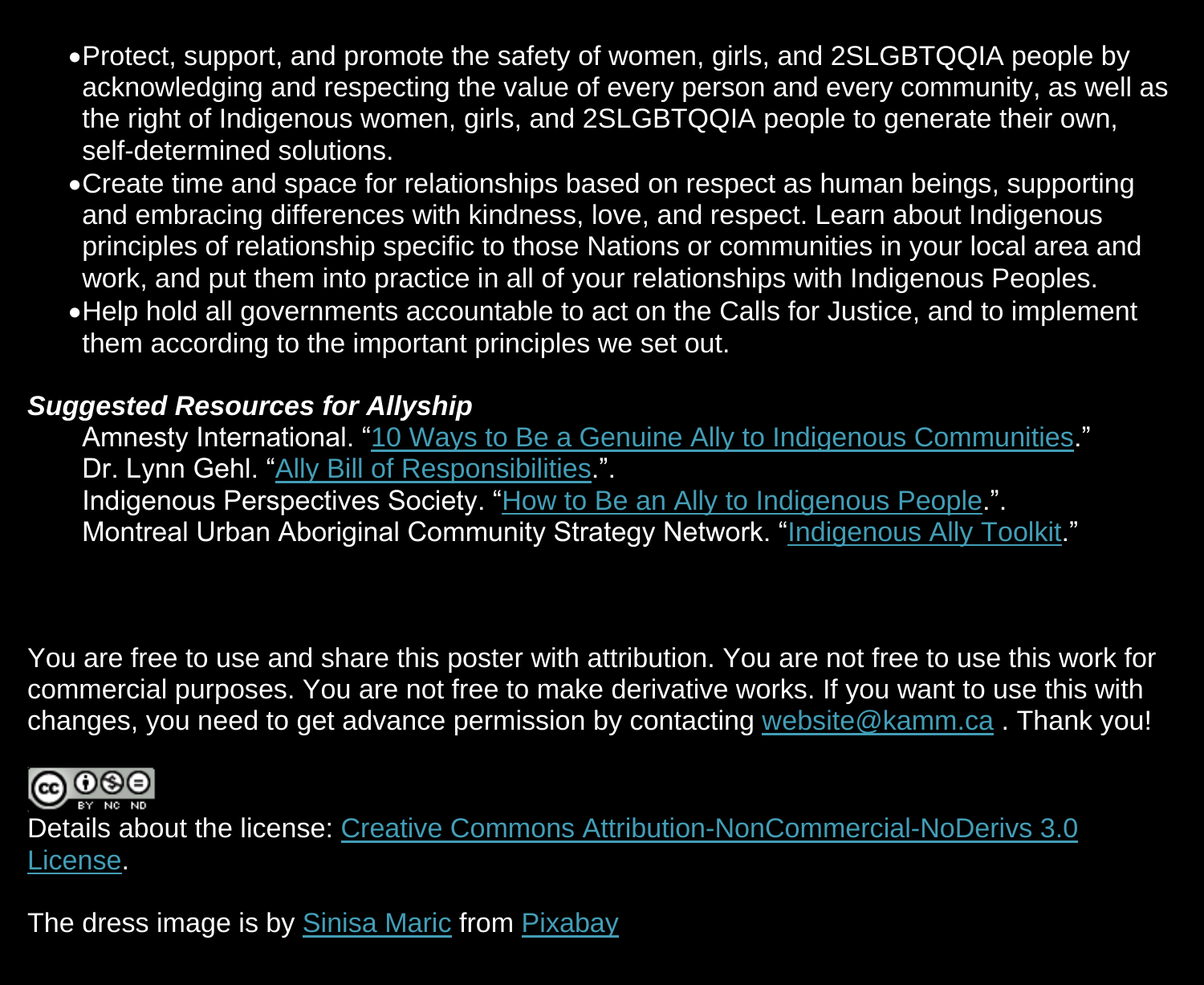- Protect, support, and promote the safety of women, girls, and 2SLGBTQQIA people by acknowledging and respecting the value of every person and every community, as well as the right of Indigenous women, girls, and 2SLGBTQQIA people to generate their own, self-determined solutions.
- Create time and space for relationships based on respect as human beings, supporting and embracing differences with kindness, love, and respect. Learn about Indigenous principles of relationship specific to those Nations or communities in your local area and work, and put them into practice in all of your relationships with Indigenous Peoples.
- Help hold all governments accountable to act on the Calls for Justice, and to implement them according to the important principles we set out.

***Suggested Resources for Allyship***

Amnesty International. "10 Ways to Be a Genuine Ally to Indigenous Communities."
Dr. Lynn Gehl. "Ally Bill of Responsibilities.".
Indigenous Perspectives Society. "How to Be an Ally to Indigenous People.".
Montreal Urban Aboriginal Community Strategy Network. "Indigenous Ally Toolkit."

You are free to use and share this poster with attribution. You are not free to use this work for commercial purposes. You are not free to make derivative works. If you want to use this with changes, you need to get advance permission by contacting website@kamm.ca . Thank you!

Details about the license: Creative Commons Attribution-NonCommercial-NoDerivs 3.0 License.

The dress image is by Sinisa Maric from Pixabay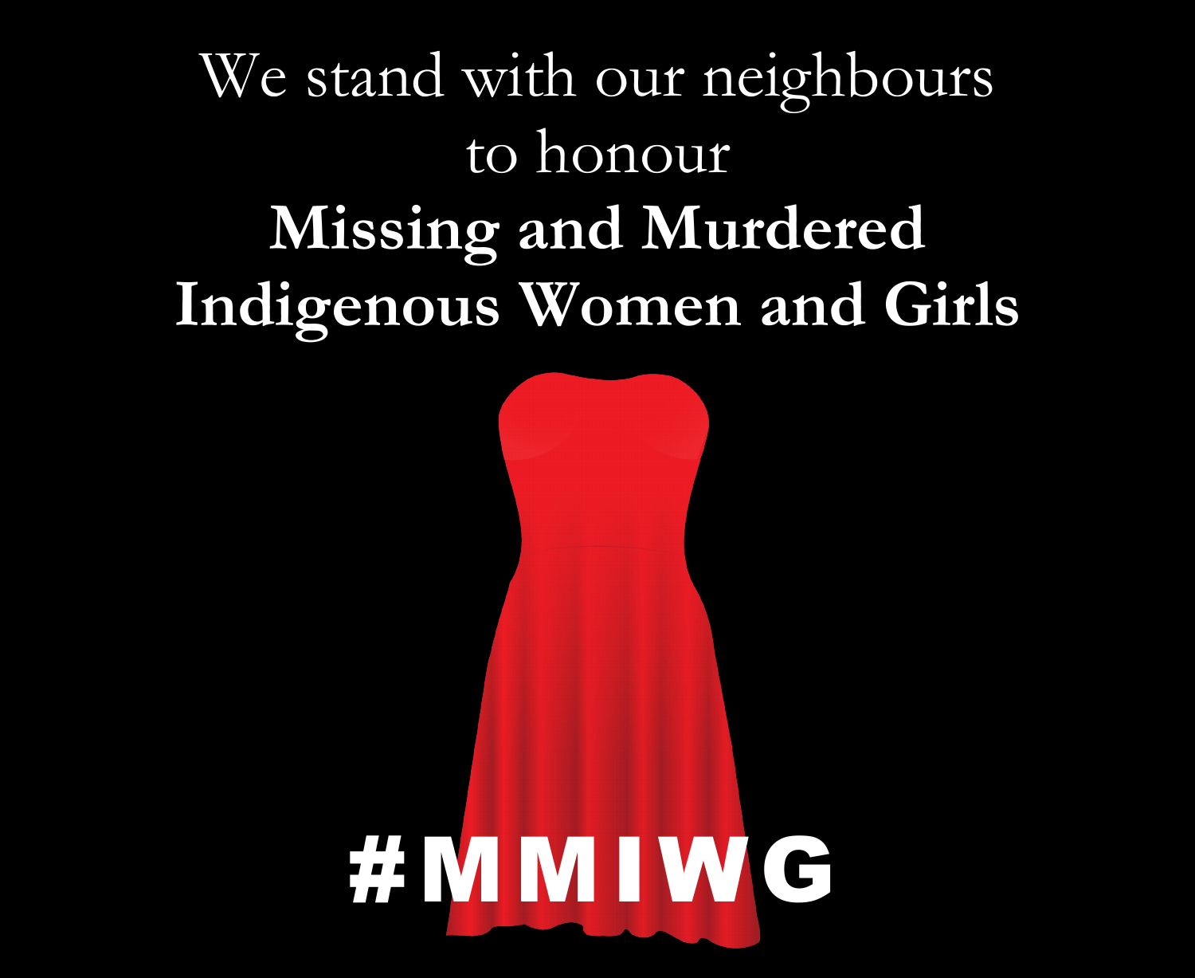We stand with our neighbours to honour

**Missing and Murdered Indigenous Women and Girls**

**#MMIWG**